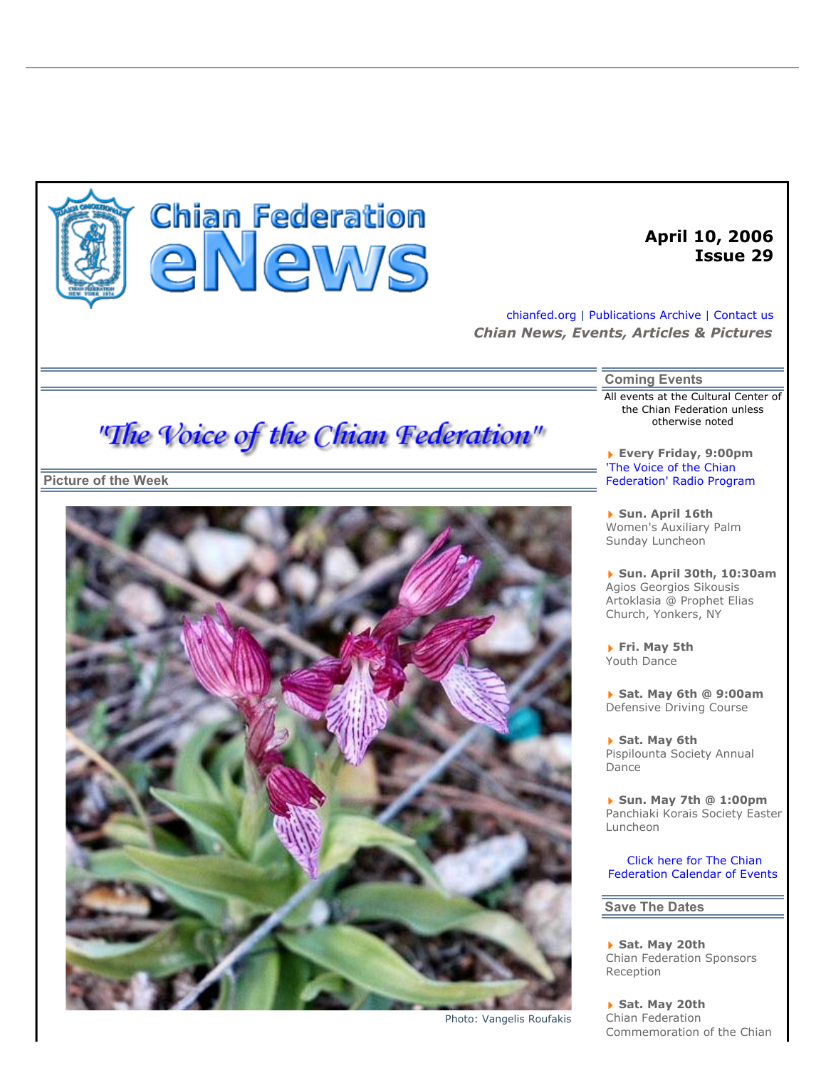# Chian Federation eNews

**April 10, 2006**
**Issue 29**

chianfed.org | Publications Archive | Contact us

***Chian News, Events, Articles & Pictures***

## "The Voice of the Chian Federation"

## Picture of the Week

Photo: Vangelis Roufakis

## Coming Events

All events at the Cultural Center of the Chian Federation unless otherwise noted

- **Every Friday, 9:00pm**
  'The Voice of the Chian Federation' Radio Program
- **Sun. April 16th**
  Women's Auxiliary Palm Sunday Luncheon
- **Sun. April 30th, 10:30am**
  Agios Georgios Sikousis Artoklasia @ Prophet Elias Church, Yonkers, NY
- **Fri. May 5th**
  Youth Dance
- **Sat. May 6th @ 9:00am**
  Defensive Driving Course
- **Sat. May 6th**
  Pispilounta Society Annual Dance
- **Sun. May 7th @ 1:00pm**
  Panchiaki Korais Society Easter Luncheon

Click here for The Chian Federation Calendar of Events

## Save The Dates

- **Sat. May 20th**
  Chian Federation Sponsors Reception
- **Sat. May 20th**
  Chian Federation Commemoration of the Chian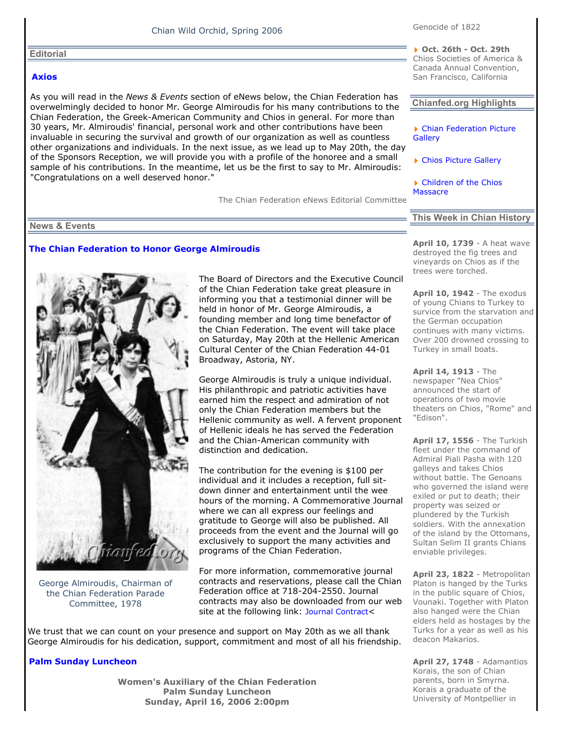Chian Wild Orchid, Spring 2006

## Editorial

### Axios

As you will read in the *News & Events* section of eNews below, the Chian Federation has overwhelmingly decided to honor Mr. George Almiroudis for his many contributions to the Chian Federation, the Greek-American Community and Chios in general. For more than 30 years, Mr. Almiroudis' financial, personal work and other contributions have been invaluable in securing the survival and growth of our organization as well as countless other organizations and individuals. In the next issue, as we lead up to May 20th, the day of the Sponsors Reception, we will provide you with a profile of the honoree and a small sample of his contributions. In the meantime, let us be the first to say to Mr. Almiroudis: "Congratulations on a well deserved honor."

The Chian Federation eNews Editorial Committee

## News & Events

### The Chian Federation to Honor George Almiroudis

George Almiroudis, Chairman of the Chian Federation Parade Committee, 1978

The Board of Directors and the Executive Council of the Chian Federation take great pleasure in informing you that a testimonial dinner will be held in honor of Mr. George Almiroudis, a founding member and long time benefactor of the Chian Federation. The event will take place on Saturday, May 20th at the Hellenic American Cultural Center of the Chian Federation 44-01 Broadway, Astoria, NY.

George Almiroudis is truly a unique individual. His philanthropic and patriotic activities have earned him the respect and admiration of not only the Chian Federation members but the Hellenic community as well. A fervent proponent of Hellenic ideals he has served the Federation and the Chian-American community with distinction and dedication.

The contribution for the evening is $100 per individual and it includes a reception, full sit-down dinner and entertainment until the wee hours of the morning. A Commemorative Journal where we can all express our feelings and gratitude to George will also be published. All proceeds from the event and the Journal will go exclusively to support the many activities and programs of the Chian Federation.

For more information, commemorative journal contracts and reservations, please call the Chian Federation office at 718-204-2550. Journal contracts may also be downloaded from our web site at the following link: Journal Contract<

We trust that we can count on your presence and support on May 20th as we all thank George Almiroudis for his dedication, support, commitment and most of all his friendship.

### Palm Sunday Luncheon

**Women's Auxiliary of the Chian Federation**
**Palm Sunday Luncheon**
**Sunday, April 16, 2006 2:00pm**

---

Genocide of 1822

**Oct. 26th - Oct. 29th**
Chios Societies of America & Canada Annual Convention, San Francisco, California

## Chianfed.org Highlights

- Chian Federation Picture Gallery
- Chios Picture Gallery
- Children of the Chios Massacre

## This Week in Chian History

**April 10, 1739** - A heat wave destroyed the fig trees and vineyards on Chios as if the trees were torched.

**April 10, 1942** - The exodus of young Chians to Turkey to survice from the starvation and the German occupation continues with many victims. Over 200 drowned crossing to Turkey in small boats.

**April 14, 1913** - The newspaper "Nea Chios" announced the start of operations of two movie theaters on Chios, "Rome" and "Edison".

**April 17, 1556** - The Turkish fleet under the command of Admiral Piali Pasha with 120 galleys and takes Chios without battle. The Genoans who governed the island were exiled or put to death; their property was seized or plundered by the Turkish soldiers. With the annexation of the island by the Ottomans, Sultan Selim II grants Chians enviable privileges.

**April 23, 1822** - Metropolitan Platon is hanged by the Turks in the public square of Chios, Vounaki. Together with Platon also hanged were the Chian elders held as hostages by the Turks for a year as well as his deacon Makarios.

**April 27, 1748** - Adamantios Korais, the son of Chian parents, born in Smyrna. Korais a graduate of the University of Montpellier in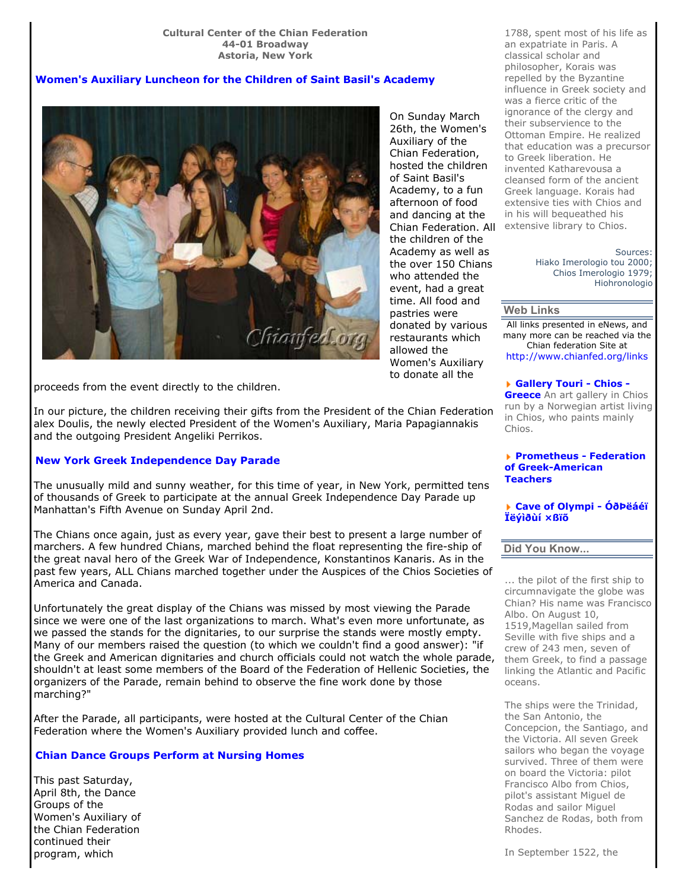**Cultural Center of the Chian Federation**
**44-01 Broadway**
**Astoria, New York**

## Women's Auxiliary Luncheon for the Children of Saint Basil's Academy

On Sunday March 26th, the Women's Auxiliary of the Chian Federation, hosted the children of Saint Basil's Academy, to a fun afternoon of food and dancing at the Chian Federation. All the children of the Academy as well as the over 150 Chians who attended the event, had a great time. All food and pastries were donated by various restaurants which allowed the Women's Auxiliary to donate all the proceeds from the event directly to the children.

In our picture, the children receiving their gifts from the President of the Chian Federation alex Doulis, the newly elected President of the Women's Auxiliary, Maria Papagiannakis and the outgoing President Angeliki Perrikos.

## New York Greek Independence Day Parade

The unusually mild and sunny weather, for this time of year, in New York, permitted tens of thousands of Greek to participate at the annual Greek Independence Day Parade up Manhattan's Fifth Avenue on Sunday April 2nd.

The Chians once again, just as every year, gave their best to present a large number of marchers. A few hundred Chians, marched behind the float representing the fire-ship of the great naval hero of the Greek War of Independence, Konstantinos Kanaris. As in the past few years, ALL Chians marched together under the Auspices of the Chios Societies of America and Canada.

Unfortunately the great display of the Chians was missed by most viewing the Parade since we were one of the last organizations to march. What's even more unfortunate, as we passed the stands for the dignitaries, to our surprise the stands were mostly empty. Many of our members raised the question (to which we couldn't find a good answer): "if the Greek and American dignitaries and church officials could not watch the whole parade, shouldn't at least some members of the Board of the Federation of Hellenic Societies, the organizers of the Parade, remain behind to observe the fine work done by those marching?"

After the Parade, all participants, were hosted at the Cultural Center of the Chian Federation where the Women's Auxiliary provided lunch and coffee.

## Chian Dance Groups Perform at Nursing Homes

This past Saturday, April 8th, the Dance Groups of the Women's Auxiliary of the Chian Federation continued their program, which

1788, spent most of his life as an expatriate in Paris. A classical scholar and philosopher, Korais was repelled by the Byzantine influence in Greek society and was a fierce critic of the ignorance of the clergy and their subservience to the Ottoman Empire. He realized that education was a precursor to Greek liberation. He invented Katharevousa a cleansed form of the ancient Greek language. Korais had extensive ties with Chios and in his will bequeathed his extensive library to Chios.

Sources:
Hiako Imerologio tou 2000;
Chios Imerologio 1979;
Hiohronologio

## Web Links

All links presented in eNews, and many more can be reached via the Chian federation Site at http://www.chianfed.org/links

- **Gallery Touri - Chios - Greece** An art gallery in Chios run by a Norwegian artist living in Chios, who paints mainly Chios.
- **Prometheus - Federation of Greek-American Teachers**
- **Cave of Olympi - Óðþëáéï Ïëýìðùí ×ßïõ**

## Did You Know...

... the pilot of the first ship to circumnavigate the globe was Chian? His name was Francisco Albo. On August 10, 1519,Magellan sailed from Seville with five ships and a crew of 243 men, seven of them Greek, to find a passage linking the Atlantic and Pacific oceans.

The ships were the Trinidad, the San Antonio, the Concepcion, the Santiago, and the Victoria. All seven Greek sailors who began the voyage survived. Three of them were on board the Victoria: pilot Francisco Albo from Chios, pilot's assistant Miguel de Rodas and sailor Miguel Sanchez de Rodas, both from Rhodes.

In September 1522, the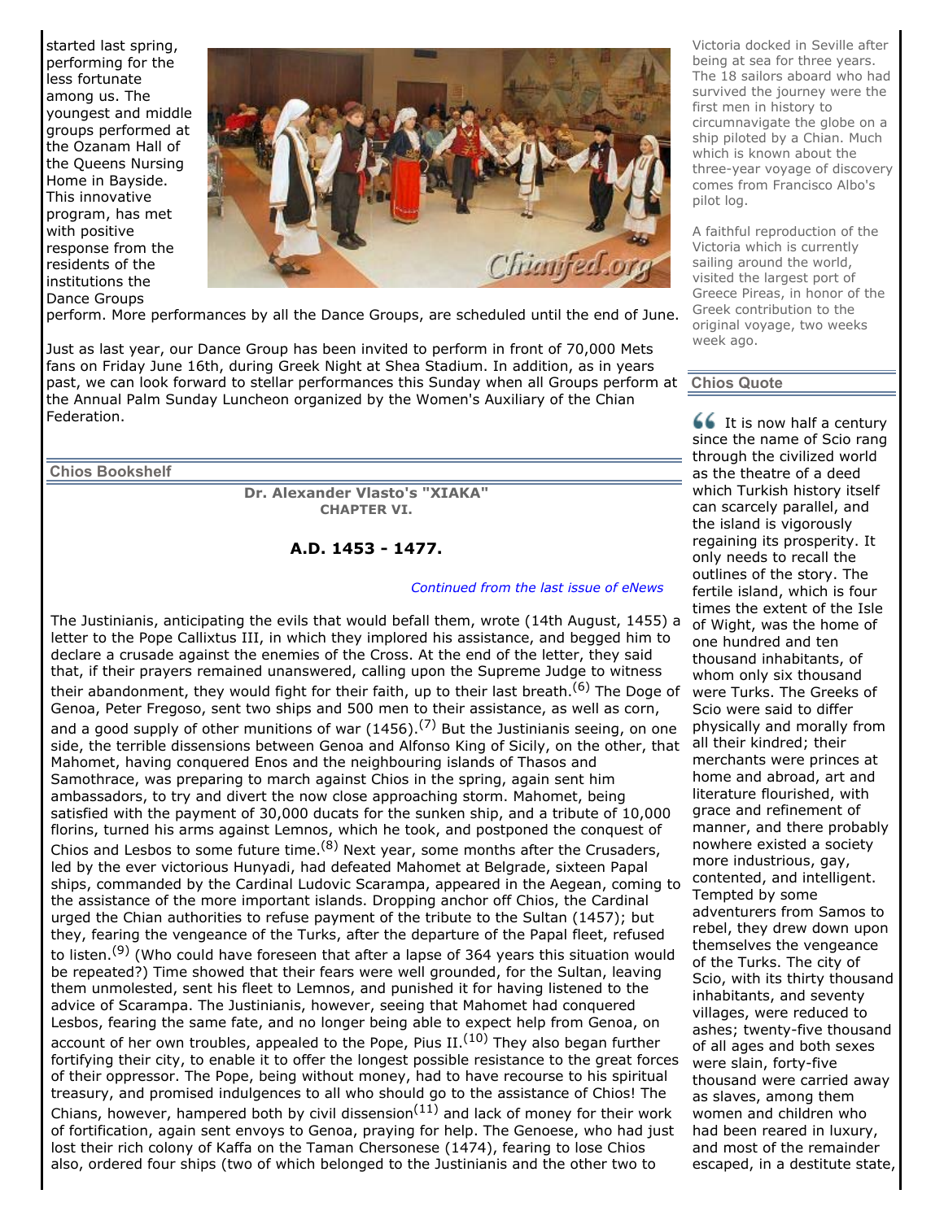started last spring, performing for the less fortunate among us. The youngest and middle groups performed at the Ozanam Hall of the Queens Nursing Home in Bayside. This innovative program, has met with positive response from the residents of the institutions the Dance Groups perform. More performances by all the Dance Groups, are scheduled until the end of June.

Just as last year, our Dance Group has been invited to perform in front of 70,000 Mets fans on Friday June 16th, during Greek Night at Shea Stadium. In addition, as in years past, we can look forward to stellar performances this Sunday when all Groups perform at the Annual Palm Sunday Luncheon organized by the Women's Auxiliary of the Chian Federation.

## Chios Bookshelf

**Dr. Alexander Vlasto's "XIAKA"**
**CHAPTER VI.**

### A.D. 1453 - 1477.

*Continued from the last issue of eNews*

The Justinianis, anticipating the evils that would befall them, wrote (14th August, 1455) a letter to the Pope Callixtus III, in which they implored his assistance, and begged him to declare a crusade against the enemies of the Cross. At the end of the letter, they said that, if their prayers remained unanswered, calling upon the Supreme Judge to witness their abandonment, they would fight for their faith, up to their last breath.[6] The Doge of Genoa, Peter Fregoso, sent two ships and 500 men to their assistance, as well as corn, and a good supply of other munitions of war (1456).[7] But the Justinianis seeing, on one side, the terrible dissensions between Genoa and Alfonso King of Sicily, on the other, that Mahomet, having conquered Enos and the neighbouring islands of Thasos and Samothrace, was preparing to march against Chios in the spring, again sent him ambassadors, to try and divert the now close approaching storm. Mahomet, being satisfied with the payment of 30,000 ducats for the sunken ship, and a tribute of 10,000 florins, turned his arms against Lemnos, which he took, and postponed the conquest of Chios and Lesbos to some future time.[8] Next year, some months after the Crusaders, led by the ever victorious Hunyadi, had defeated Mahomet at Belgrade, sixteen Papal ships, commanded by the Cardinal Ludovic Scarampa, appeared in the Aegean, coming to the assistance of the more important islands. Dropping anchor off Chios, the Cardinal urged the Chian authorities to refuse payment of the tribute to the Sultan (1457); but they, fearing the vengeance of the Turks, after the departure of the Papal fleet, refused to listen.[9] (Who could have foreseen that after a lapse of 364 years this situation would be repeated?) Time showed that their fears were well grounded, for the Sultan, leaving them unmolested, sent his fleet to Lemnos, and punished it for having listened to the advice of Scarampa. The Justinianis, however, seeing that Mahomet had conquered Lesbos, fearing the same fate, and no longer being able to expect help from Genoa, on account of her own troubles, appealed to the Pope, Pius II.[10] They also began further fortifying their city, to enable it to offer the longest possible resistance to the great forces of their oppressor. The Pope, being without money, had to have recourse to his spiritual treasury, and promised indulgences to all who should go to the assistance of Chios! The Chians, however, hampered both by civil dissension[11] and lack of money for their work of fortification, again sent envoys to Genoa, praying for help. The Genoese, who had just lost their rich colony of Kaffa on the Taman Chersonese (1474), fearing to lose Chios also, ordered four ships (two of which belonged to the Justinianis and the other two to

Victoria docked in Seville after being at sea for three years. The 18 sailors aboard who had survived the journey were the first men in history to circumnavigate the globe on a ship piloted by a Chian. Much which is known about the three-year voyage of discovery comes from Francisco Albo's pilot log.

A faithful reproduction of the Victoria which is currently sailing around the world, visited the largest port of Greece Pireas, in honor of the Greek contribution to the original voyage, two weeks week ago.

## Chios Quote

" It is now half a century since the name of Scio rang through the civilized world as the theatre of a deed which Turkish history itself can scarcely parallel, and the island is vigorously regaining its prosperity. It only needs to recall the outlines of the story. The fertile island, which is four times the extent of the Isle of Wight, was the home of one hundred and ten thousand inhabitants, of whom only six thousand were Turks. The Greeks of Scio were said to differ physically and morally from all their kindred; their merchants were princes at home and abroad, art and literature flourished, with grace and refinement of manner, and there probably nowhere existed a society more industrious, gay, contented, and intelligent. Tempted by some adventurers from Samos to rebel, they drew down upon themselves the vengeance of the Turks. The city of Scio, with its thirty thousand inhabitants, and seventy villages, were reduced to ashes; twenty-five thousand of all ages and both sexes were slain, forty-five thousand were carried away as slaves, among them women and children who had been reared in luxury, and most of the remainder escaped, in a destitute state,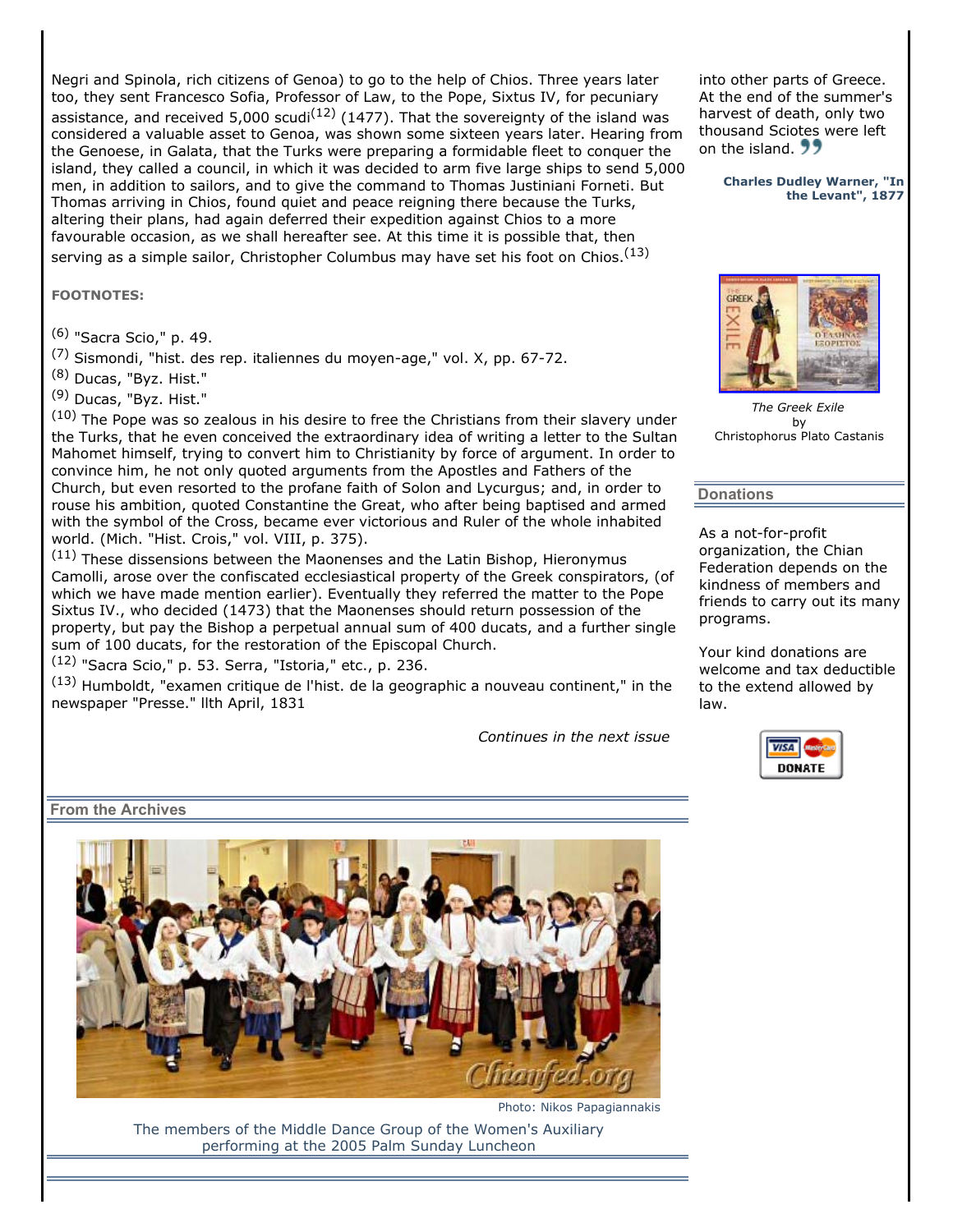Negri and Spinola, rich citizens of Genoa) to go to the help of Chios. Three years later too, they sent Francesco Sofia, Professor of Law, to the Pope, Sixtus IV, for pecuniary assistance, and received 5,000 scudi[12] (1477). That the sovereignty of the island was considered a valuable asset to Genoa, was shown some sixteen years later. Hearing from the Genoese, in Galata, that the Turks were preparing a formidable fleet to conquer the island, they called a council, in which it was decided to arm five large ships to send 5,000 men, in addition to sailors, and to give the command to Thomas Justiniani Forneti. But Thomas arriving in Chios, found quiet and peace reigning there because the Turks, altering their plans, had again deferred their expedition against Chios to a more favourable occasion, as we shall hereafter see. At this time it is possible that, then serving as a simple sailor, Christopher Columbus may have set his foot on Chios.[13]

**FOOTNOTES:**

[6] "Sacra Scio," p. 49.

[7] Sismondi, "hist. des rep. italiennes du moyen-age," vol. X, pp. 67-72.

[8] Ducas, "Byz. Hist."

[9] Ducas, "Byz. Hist."

[10] The Pope was so zealous in his desire to free the Christians from their slavery under the Turks, that he even conceived the extraordinary idea of writing a letter to the Sultan Mahomet himself, trying to convert him to Christianity by force of argument. In order to convince him, he not only quoted arguments from the Apostles and Fathers of the Church, but even resorted to the profane faith of Solon and Lycurgus; and, in order to rouse his ambition, quoted Constantine the Great, who after being baptised and armed with the symbol of the Cross, became ever victorious and Ruler of the whole inhabited world. (Mich. "Hist. Crois," vol. VIII, p. 375).

[11] These dissensions between the Maonenses and the Latin Bishop, Hieronymus Camolli, arose over the confiscated ecclesiastical property of the Greek conspirators, (of which we have made mention earlier). Eventually they referred the matter to the Pope Sixtus IV., who decided (1473) that the Maonenses should return possession of the property, but pay the Bishop a perpetual annual sum of 400 ducats, and a further single sum of 100 ducats, for the restoration of the Episcopal Church.

[12] "Sacra Scio," p. 53. Serra, "Istoria," etc., p. 236.

[13] Humboldt, "examen critique de l'hist. de la geographic a nouveau continent," in the newspaper "Presse." llth April, 1831

*Continues in the next issue*

## From the Archives

Photo: Nikos Papagiannakis

The members of the Middle Dance Group of the Women's Auxiliary performing at the 2005 Palm Sunday Luncheon

into other parts of Greece. At the end of the summer's harvest of death, only two thousand Sciotes were left on the island.

**Charles Dudley Warner, "In the Levant", 1877**

*The Greek Exile* by Christophorus Plato Castanis

## Donations

As a not-for-profit organization, the Chian Federation depends on the kindness of members and friends to carry out its many programs.

Your kind donations are welcome and tax deductible to the extend allowed by law.

DONATE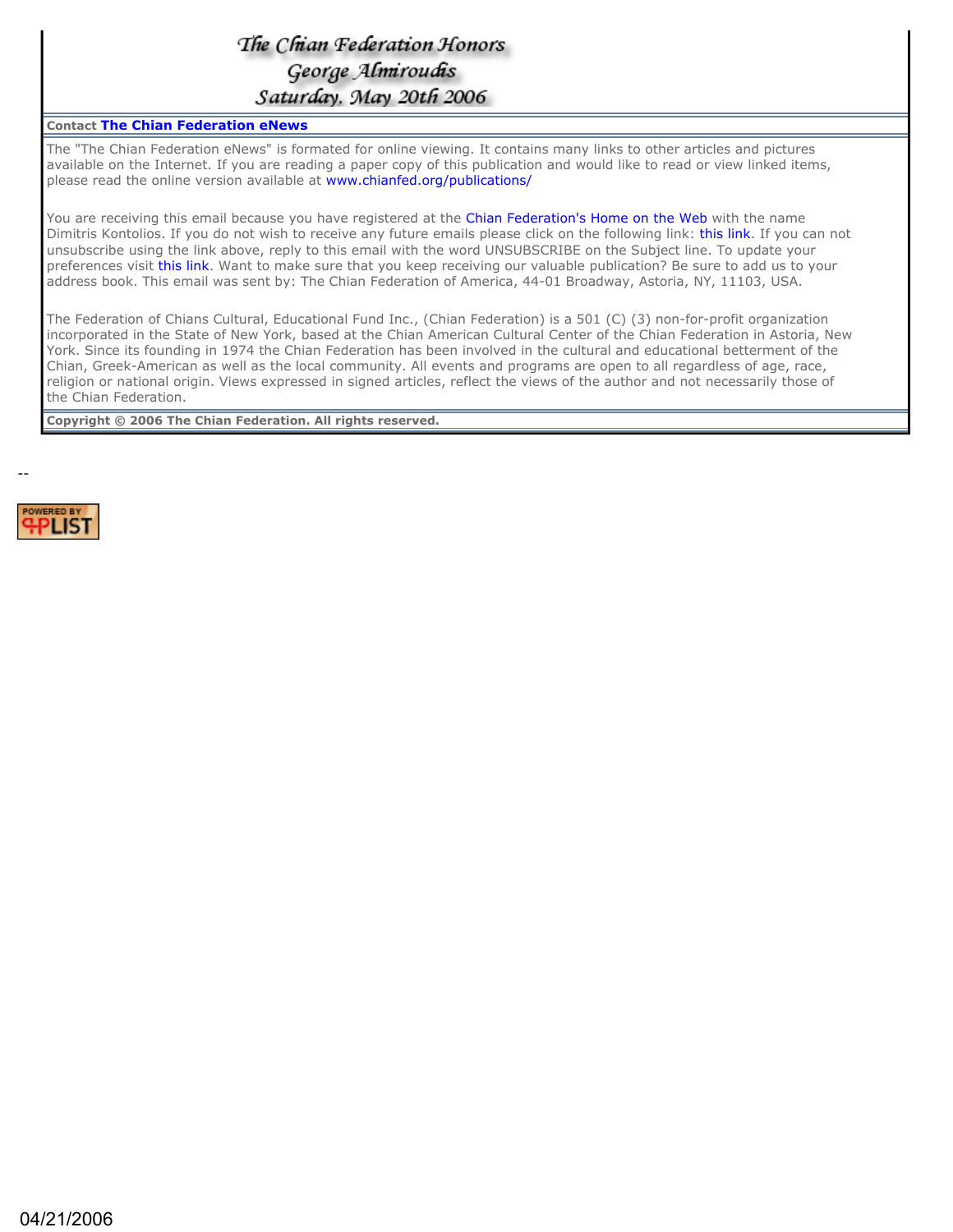# The Chian Federation Honors George Almiroudis Saturday, May 20th 2006

**Contact The Chian Federation eNews**

The "The Chian Federation eNews" is formated for online viewing. It contains many links to other articles and pictures available on the Internet. If you are reading a paper copy of this publication and would like to read or view linked items, please read the online version available at www.chianfed.org/publications/

You are receiving this email because you have registered at the Chian Federation's Home on the Web with the name Dimitris Kontolios. If you do not wish to receive any future emails please click on the following link: this link. If you can not unsubscribe using the link above, reply to this email with the word UNSUBSCRIBE on the Subject line. To update your preferences visit this link. Want to make sure that you keep receiving our valuable publication? Be sure to add us to your address book. This email was sent by: The Chian Federation of America, 44-01 Broadway, Astoria, NY, 11103, USA.

The Federation of Chians Cultural, Educational Fund Inc., (Chian Federation) is a 501 (C) (3) non-for-profit organization incorporated in the State of New York, based at the Chian American Cultural Center of the Chian Federation in Astoria, New York. Since its founding in 1974 the Chian Federation has been involved in the cultural and educational betterment of the Chian, Greek-American as well as the local community. All events and programs are open to all regardless of age, race, religion or national origin. Views expressed in signed articles, reflect the views of the author and not necessarily those of the Chian Federation.

**Copyright © 2006 The Chian Federation. All rights reserved.**

--

POWERED BY PHPLIST

04/21/2006